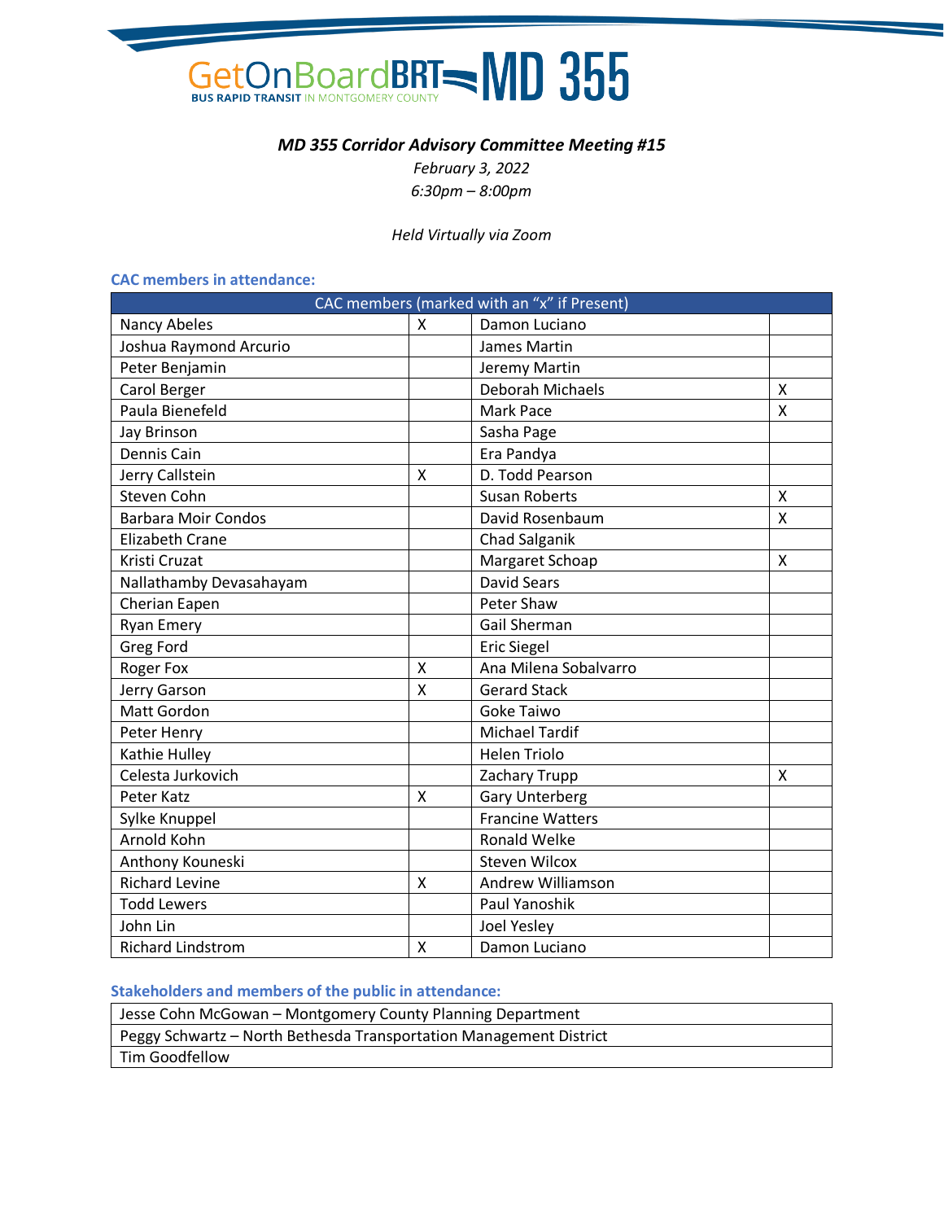GetOnBoardBRT MD 355
BUS RAPID TRANSIT IN MONTGOMERY COUNTY

***MD 355 Corridor Advisory Committee Meeting #15***

*February 3, 2022*

*6:30pm – 8:00pm*

*Held Virtually via Zoom*

### CAC members in attendance:

| CAC members (marked with an "x" if Present) | | | |
|---|---|---|---|
| Nancy Abeles | X | Damon Luciano | |
| Joshua Raymond Arcurio | | James Martin | |
| Peter Benjamin | | Jeremy Martin | |
| Carol Berger | | Deborah Michaels | X |
| Paula Bienefeld | | Mark Pace | X |
| Jay Brinson | | Sasha Page | |
| Dennis Cain | | Era Pandya | |
| Jerry Callstein | X | D. Todd Pearson | |
| Steven Cohn | | Susan Roberts | X |
| Barbara Moir Condos | | David Rosenbaum | X |
| Elizabeth Crane | | Chad Salganik | |
| Kristi Cruzat | | Margaret Schoap | X |
| Nallathamby Devasahayam | | David Sears | |
| Cherian Eapen | | Peter Shaw | |
| Ryan Emery | | Gail Sherman | |
| Greg Ford | | Eric Siegel | |
| Roger Fox | X | Ana Milena Sobalvarro | |
| Jerry Garson | X | Gerard Stack | |
| Matt Gordon | | Goke Taiwo | |
| Peter Henry | | Michael Tardif | |
| Kathie Hulley | | Helen Triolo | |
| Celesta Jurkovich | | Zachary Trupp | X |
| Peter Katz | X | Gary Unterberg | |
| Sylke Knuppel | | Francine Watters | |
| Arnold Kohn | | Ronald Welke | |
| Anthony Kouneski | | Steven Wilcox | |
| Richard Levine | X | Andrew Williamson | |
| Todd Lewers | | Paul Yanoshik | |
| John Lin | | Joel Yesley | |
| Richard Lindstrom | X | Damon Luciano | |

### Stakeholders and members of the public in attendance:

| |
|---|
| Jesse Cohn McGowan – Montgomery County Planning Department |
| Peggy Schwartz – North Bethesda Transportation Management District |
| Tim Goodfellow |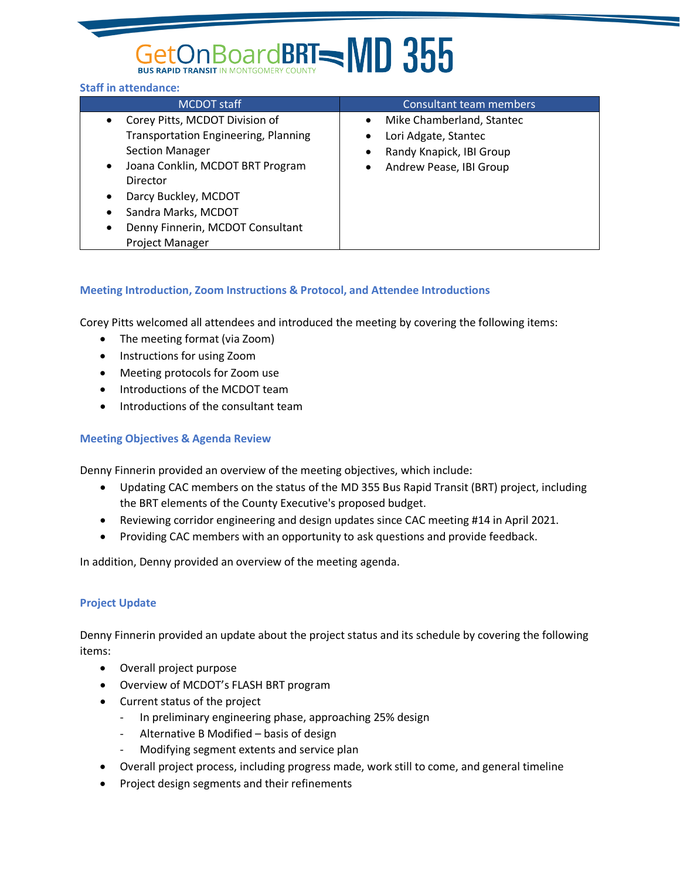**Staff in attendance:**

| MCDOT staff | Consultant team members |
|---|---|
| • Corey Pitts, MCDOT Division of Transportation Engineering, Planning Section Manager<br>• Joana Conklin, MCDOT BRT Program Director<br>• Darcy Buckley, MCDOT<br>• Sandra Marks, MCDOT<br>• Denny Finnerin, MCDOT Consultant Project Manager | • Mike Chamberland, Stantec<br>• Lori Adgate, Stantec<br>• Randy Knapick, IBI Group<br>• Andrew Pease, IBI Group |

### Meeting Introduction, Zoom Instructions & Protocol, and Attendee Introductions

Corey Pitts welcomed all attendees and introduced the meeting by covering the following items:

- The meeting format (via Zoom)
- Instructions for using Zoom
- Meeting protocols for Zoom use
- Introductions of the MCDOT team
- Introductions of the consultant team

### Meeting Objectives & Agenda Review

Denny Finnerin provided an overview of the meeting objectives, which include:

- Updating CAC members on the status of the MD 355 Bus Rapid Transit (BRT) project, including the BRT elements of the County Executive's proposed budget.
- Reviewing corridor engineering and design updates since CAC meeting #14 in April 2021.
- Providing CAC members with an opportunity to ask questions and provide feedback.

In addition, Denny provided an overview of the meeting agenda.

### Project Update

Denny Finnerin provided an update about the project status and its schedule by covering the following items:

- Overall project purpose
- Overview of MCDOT's FLASH BRT program
- Current status of the project
  - In preliminary engineering phase, approaching 25% design
  - Alternative B Modified – basis of design
  - Modifying segment extents and service plan
- Overall project process, including progress made, work still to come, and general timeline
- Project design segments and their refinements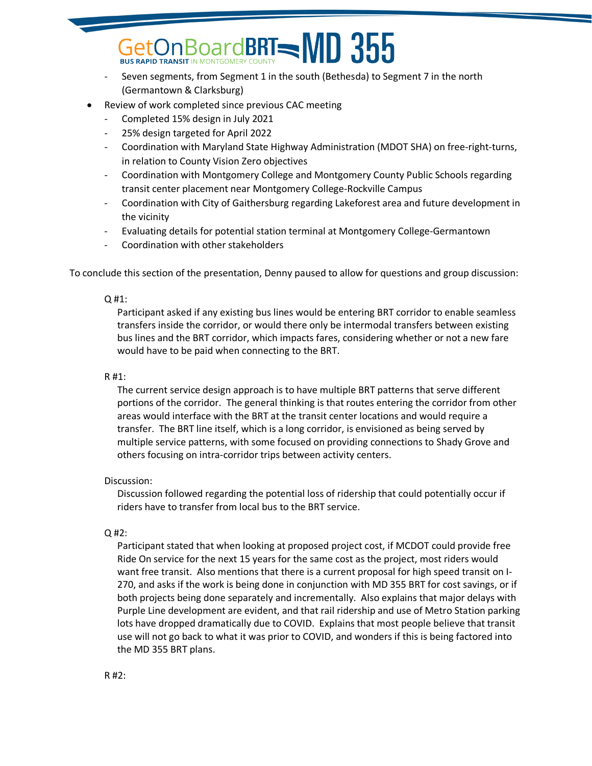- Seven segments, from Segment 1 in the south (Bethesda) to Segment 7 in the north (Germantown & Clarksburg)
- Review of work completed since previous CAC meeting
    - Completed 15% design in July 2021
    - 25% design targeted for April 2022
    - Coordination with Maryland State Highway Administration (MDOT SHA) on free-right-turns, in relation to County Vision Zero objectives
    - Coordination with Montgomery College and Montgomery County Public Schools regarding transit center placement near Montgomery College-Rockville Campus
    - Coordination with City of Gaithersburg regarding Lakeforest area and future development in the vicinity
    - Evaluating details for potential station terminal at Montgomery College-Germantown
    - Coordination with other stakeholders

To conclude this section of the presentation, Denny paused to allow for questions and group discussion:

Q #1:

Participant asked if any existing bus lines would be entering BRT corridor to enable seamless transfers inside the corridor, or would there only be intermodal transfers between existing bus lines and the BRT corridor, which impacts fares, considering whether or not a new fare would have to be paid when connecting to the BRT.

R #1:

The current service design approach is to have multiple BRT patterns that serve different portions of the corridor. The general thinking is that routes entering the corridor from other areas would interface with the BRT at the transit center locations and would require a transfer. The BRT line itself, which is a long corridor, is envisioned as being served by multiple service patterns, with some focused on providing connections to Shady Grove and others focusing on intra-corridor trips between activity centers.

Discussion:

Discussion followed regarding the potential loss of ridership that could potentially occur if riders have to transfer from local bus to the BRT service.

Q #2:

Participant stated that when looking at proposed project cost, if MCDOT could provide free Ride On service for the next 15 years for the same cost as the project, most riders would want free transit. Also mentions that there is a current proposal for high speed transit on I-270, and asks if the work is being done in conjunction with MD 355 BRT for cost savings, or if both projects being done separately and incrementally. Also explains that major delays with Purple Line development are evident, and that rail ridership and use of Metro Station parking lots have dropped dramatically due to COVID. Explains that most people believe that transit use will not go back to what it was prior to COVID, and wonders if this is being factored into the MD 355 BRT plans.

R #2: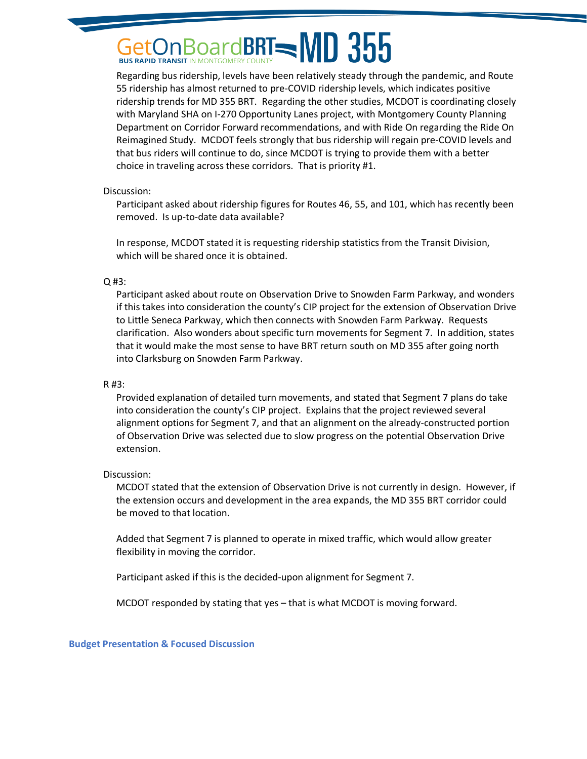Regarding bus ridership, levels have been relatively steady through the pandemic, and Route 55 ridership has almost returned to pre-COVID ridership levels, which indicates positive ridership trends for MD 355 BRT. Regarding the other studies, MCDOT is coordinating closely with Maryland SHA on I-270 Opportunity Lanes project, with Montgomery County Planning Department on Corridor Forward recommendations, and with Ride On regarding the Ride On Reimagined Study. MCDOT feels strongly that bus ridership will regain pre-COVID levels and that bus riders will continue to do, since MCDOT is trying to provide them with a better choice in traveling across these corridors. That is priority #1.

Discussion:

Participant asked about ridership figures for Routes 46, 55, and 101, which has recently been removed. Is up-to-date data available?

In response, MCDOT stated it is requesting ridership statistics from the Transit Division, which will be shared once it is obtained.

Q #3:

Participant asked about route on Observation Drive to Snowden Farm Parkway, and wonders if this takes into consideration the county's CIP project for the extension of Observation Drive to Little Seneca Parkway, which then connects with Snowden Farm Parkway. Requests clarification. Also wonders about specific turn movements for Segment 7. In addition, states that it would make the most sense to have BRT return south on MD 355 after going north into Clarksburg on Snowden Farm Parkway.

R #3:

Provided explanation of detailed turn movements, and stated that Segment 7 plans do take into consideration the county's CIP project. Explains that the project reviewed several alignment options for Segment 7, and that an alignment on the already-constructed portion of Observation Drive was selected due to slow progress on the potential Observation Drive extension.

Discussion:

MCDOT stated that the extension of Observation Drive is not currently in design. However, if the extension occurs and development in the area expands, the MD 355 BRT corridor could be moved to that location.

Added that Segment 7 is planned to operate in mixed traffic, which would allow greater flexibility in moving the corridor.

Participant asked if this is the decided-upon alignment for Segment 7.

MCDOT responded by stating that yes – that is what MCDOT is moving forward.

## Budget Presentation & Focused Discussion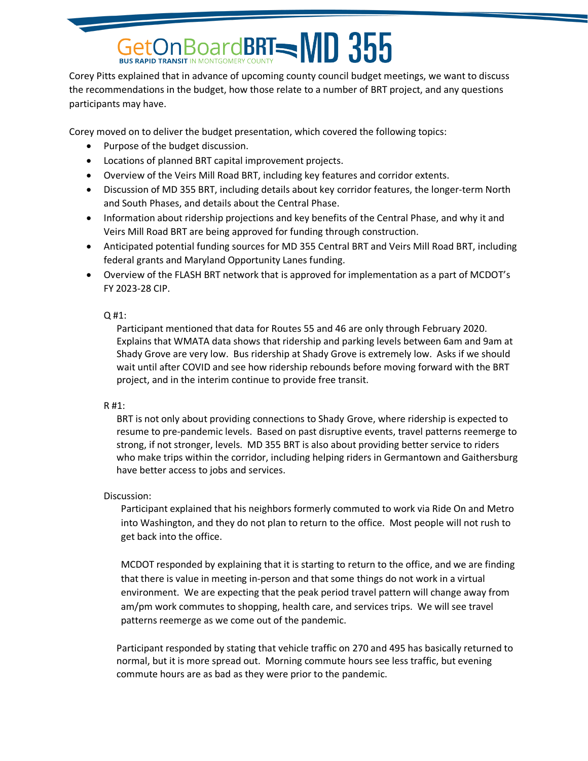Corey Pitts explained that in advance of upcoming county council budget meetings, we want to discuss the recommendations in the budget, how those relate to a number of BRT project, and any questions participants may have.

Corey moved on to deliver the budget presentation, which covered the following topics:

- Purpose of the budget discussion.
- Locations of planned BRT capital improvement projects.
- Overview of the Veirs Mill Road BRT, including key features and corridor extents.
- Discussion of MD 355 BRT, including details about key corridor features, the longer-term North and South Phases, and details about the Central Phase.
- Information about ridership projections and key benefits of the Central Phase, and why it and Veirs Mill Road BRT are being approved for funding through construction.
- Anticipated potential funding sources for MD 355 Central BRT and Veirs Mill Road BRT, including federal grants and Maryland Opportunity Lanes funding.
- Overview of the FLASH BRT network that is approved for implementation as a part of MCDOT's FY 2023-28 CIP.

Q #1:

Participant mentioned that data for Routes 55 and 46 are only through February 2020. Explains that WMATA data shows that ridership and parking levels between 6am and 9am at Shady Grove are very low. Bus ridership at Shady Grove is extremely low. Asks if we should wait until after COVID and see how ridership rebounds before moving forward with the BRT project, and in the interim continue to provide free transit.

R #1:

BRT is not only about providing connections to Shady Grove, where ridership is expected to resume to pre-pandemic levels. Based on past disruptive events, travel patterns reemerge to strong, if not stronger, levels. MD 355 BRT is also about providing better service to riders who make trips within the corridor, including helping riders in Germantown and Gaithersburg have better access to jobs and services.

Discussion:

Participant explained that his neighbors formerly commuted to work via Ride On and Metro into Washington, and they do not plan to return to the office. Most people will not rush to get back into the office.

MCDOT responded by explaining that it is starting to return to the office, and we are finding that there is value in meeting in-person and that some things do not work in a virtual environment. We are expecting that the peak period travel pattern will change away from am/pm work commutes to shopping, health care, and services trips. We will see travel patterns reemerge as we come out of the pandemic.

Participant responded by stating that vehicle traffic on 270 and 495 has basically returned to normal, but it is more spread out. Morning commute hours see less traffic, but evening commute hours are as bad as they were prior to the pandemic.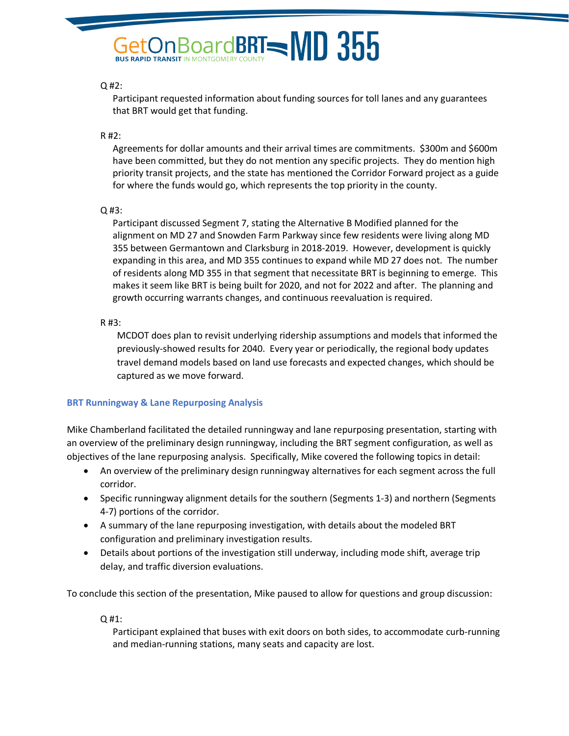Q #2:

Participant requested information about funding sources for toll lanes and any guarantees that BRT would get that funding.

R #2:

Agreements for dollar amounts and their arrival times are commitments. $300m and $600m have been committed, but they do not mention any specific projects. They do mention high priority transit projects, and the state has mentioned the Corridor Forward project as a guide for where the funds would go, which represents the top priority in the county.

Q #3:

Participant discussed Segment 7, stating the Alternative B Modified planned for the alignment on MD 27 and Snowden Farm Parkway since few residents were living along MD 355 between Germantown and Clarksburg in 2018-2019. However, development is quickly expanding in this area, and MD 355 continues to expand while MD 27 does not. The number of residents along MD 355 in that segment that necessitate BRT is beginning to emerge. This makes it seem like BRT is being built for 2020, and not for 2022 and after. The planning and growth occurring warrants changes, and continuous reevaluation is required.

R #3:

MCDOT does plan to revisit underlying ridership assumptions and models that informed the previously-showed results for 2040. Every year or periodically, the regional body updates travel demand models based on land use forecasts and expected changes, which should be captured as we move forward.

### BRT Runningway & Lane Repurposing Analysis

Mike Chamberland facilitated the detailed runningway and lane repurposing presentation, starting with an overview of the preliminary design runningway, including the BRT segment configuration, as well as objectives of the lane repurposing analysis. Specifically, Mike covered the following topics in detail:

- An overview of the preliminary design runningway alternatives for each segment across the full corridor.
- Specific runningway alignment details for the southern (Segments 1-3) and northern (Segments 4-7) portions of the corridor.
- A summary of the lane repurposing investigation, with details about the modeled BRT configuration and preliminary investigation results.
- Details about portions of the investigation still underway, including mode shift, average trip delay, and traffic diversion evaluations.

To conclude this section of the presentation, Mike paused to allow for questions and group discussion:

Q #1:

Participant explained that buses with exit doors on both sides, to accommodate curb-running and median-running stations, many seats and capacity are lost.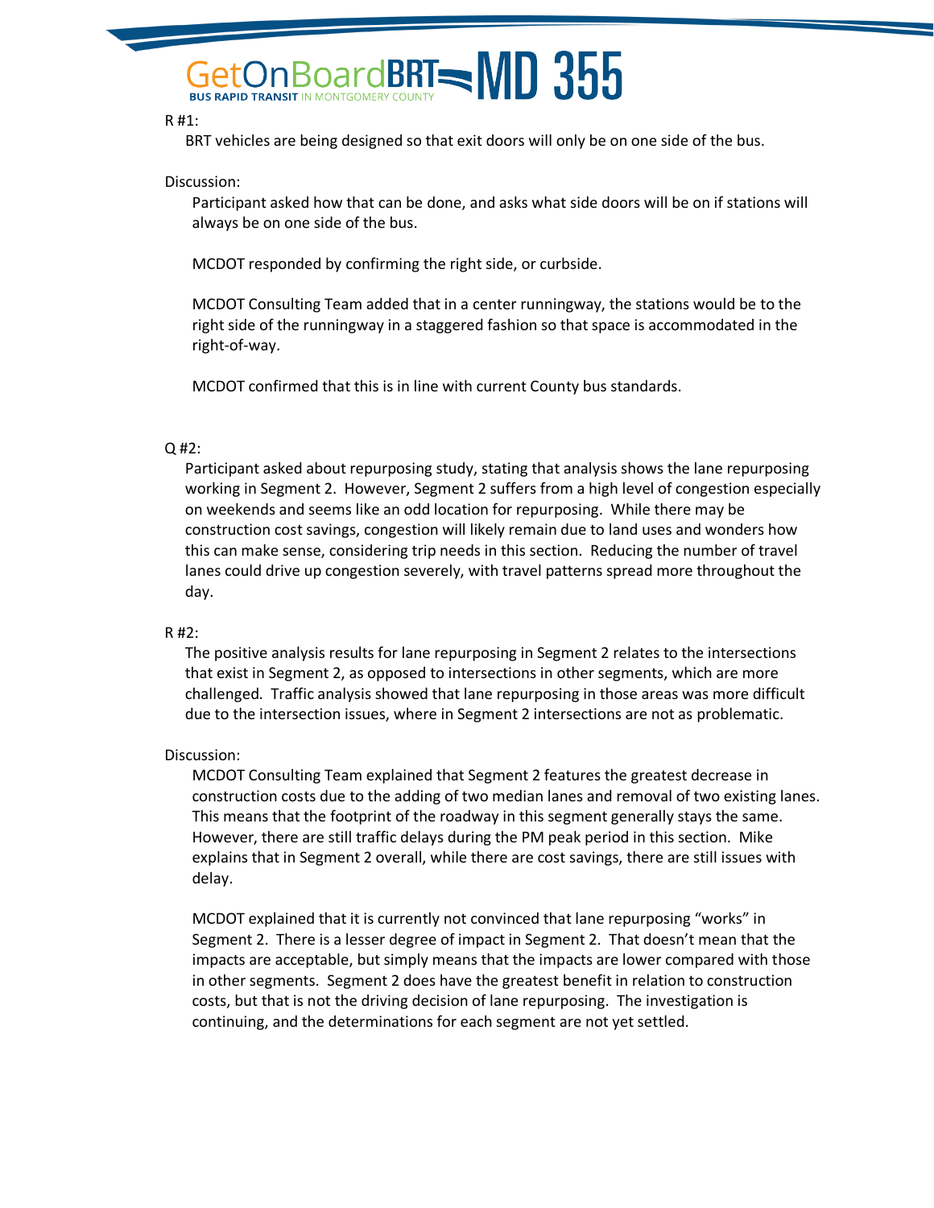R #1:

BRT vehicles are being designed so that exit doors will only be on one side of the bus.

Discussion:

Participant asked how that can be done, and asks what side doors will be on if stations will always be on one side of the bus.

MCDOT responded by confirming the right side, or curbside.

MCDOT Consulting Team added that in a center runningway, the stations would be to the right side of the runningway in a staggered fashion so that space is accommodated in the right-of-way.

MCDOT confirmed that this is in line with current County bus standards.

Q #2:

Participant asked about repurposing study, stating that analysis shows the lane repurposing working in Segment 2. However, Segment 2 suffers from a high level of congestion especially on weekends and seems like an odd location for repurposing. While there may be construction cost savings, congestion will likely remain due to land uses and wonders how this can make sense, considering trip needs in this section. Reducing the number of travel lanes could drive up congestion severely, with travel patterns spread more throughout the day.

R #2:

The positive analysis results for lane repurposing in Segment 2 relates to the intersections that exist in Segment 2, as opposed to intersections in other segments, which are more challenged. Traffic analysis showed that lane repurposing in those areas was more difficult due to the intersection issues, where in Segment 2 intersections are not as problematic.

Discussion:

MCDOT Consulting Team explained that Segment 2 features the greatest decrease in construction costs due to the adding of two median lanes and removal of two existing lanes. This means that the footprint of the roadway in this segment generally stays the same. However, there are still traffic delays during the PM peak period in this section. Mike explains that in Segment 2 overall, while there are cost savings, there are still issues with delay.

MCDOT explained that it is currently not convinced that lane repurposing "works" in Segment 2. There is a lesser degree of impact in Segment 2. That doesn't mean that the impacts are acceptable, but simply means that the impacts are lower compared with those in other segments. Segment 2 does have the greatest benefit in relation to construction costs, but that is not the driving decision of lane repurposing. The investigation is continuing, and the determinations for each segment are not yet settled.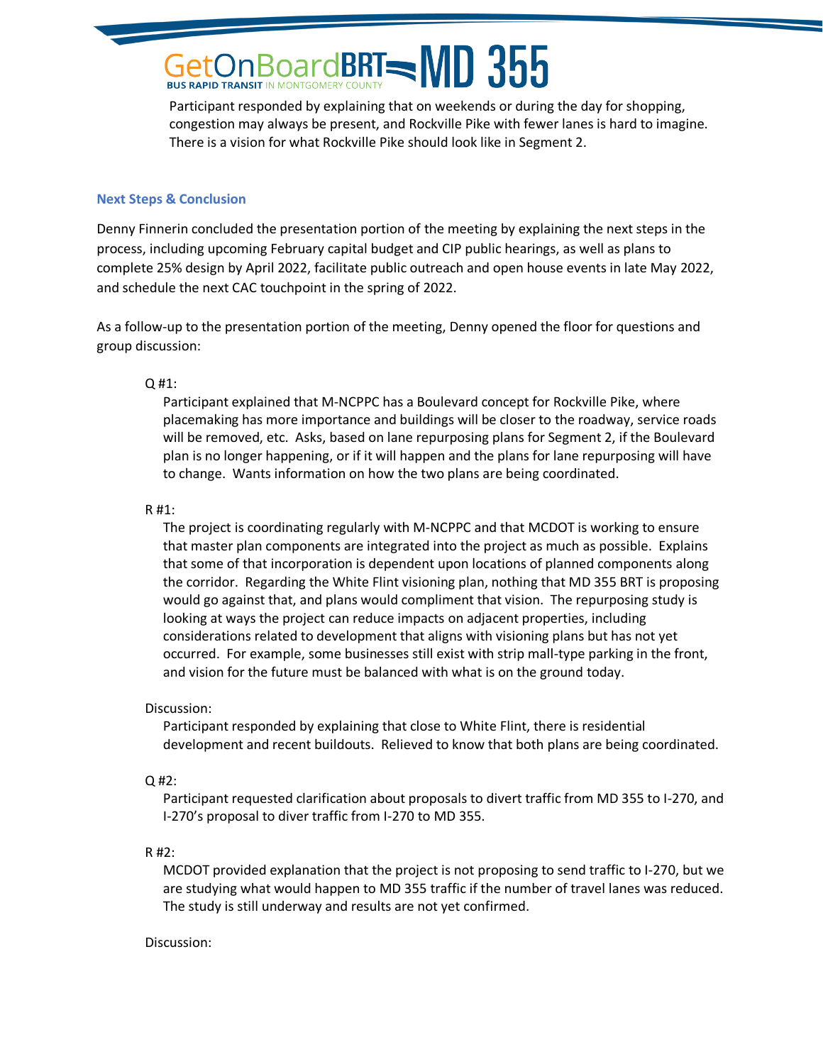Participant responded by explaining that on weekends or during the day for shopping, congestion may always be present, and Rockville Pike with fewer lanes is hard to imagine. There is a vision for what Rockville Pike should look like in Segment 2.

### Next Steps & Conclusion

Denny Finnerin concluded the presentation portion of the meeting by explaining the next steps in the process, including upcoming February capital budget and CIP public hearings, as well as plans to complete 25% design by April 2022, facilitate public outreach and open house events in late May 2022, and schedule the next CAC touchpoint in the spring of 2022.

As a follow-up to the presentation portion of the meeting, Denny opened the floor for questions and group discussion:

Q #1:

Participant explained that M-NCPPC has a Boulevard concept for Rockville Pike, where placemaking has more importance and buildings will be closer to the roadway, service roads will be removed, etc. Asks, based on lane repurposing plans for Segment 2, if the Boulevard plan is no longer happening, or if it will happen and the plans for lane repurposing will have to change. Wants information on how the two plans are being coordinated.

R #1:

The project is coordinating regularly with M-NCPPC and that MCDOT is working to ensure that master plan components are integrated into the project as much as possible. Explains that some of that incorporation is dependent upon locations of planned components along the corridor. Regarding the White Flint visioning plan, nothing that MD 355 BRT is proposing would go against that, and plans would compliment that vision. The repurposing study is looking at ways the project can reduce impacts on adjacent properties, including considerations related to development that aligns with visioning plans but has not yet occurred. For example, some businesses still exist with strip mall-type parking in the front, and vision for the future must be balanced with what is on the ground today.

Discussion:

Participant responded by explaining that close to White Flint, there is residential development and recent buildouts. Relieved to know that both plans are being coordinated.

Q #2:

Participant requested clarification about proposals to divert traffic from MD 355 to I-270, and I-270's proposal to diver traffic from I-270 to MD 355.

R #2:

MCDOT provided explanation that the project is not proposing to send traffic to I-270, but we are studying what would happen to MD 355 traffic if the number of travel lanes was reduced. The study is still underway and results are not yet confirmed.

Discussion: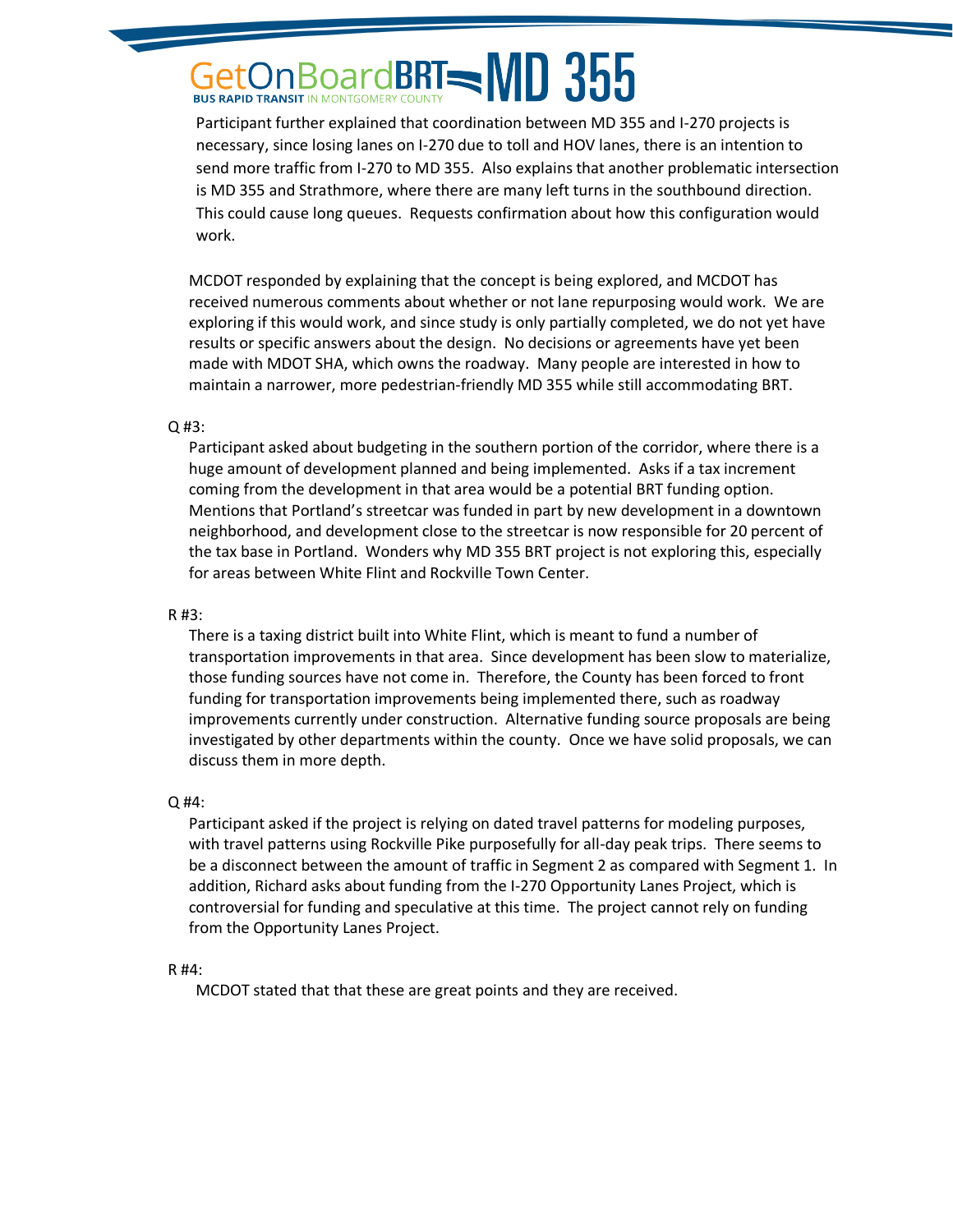Participant further explained that coordination between MD 355 and I-270 projects is necessary, since losing lanes on I-270 due to toll and HOV lanes, there is an intention to send more traffic from I-270 to MD 355. Also explains that another problematic intersection is MD 355 and Strathmore, where there are many left turns in the southbound direction. This could cause long queues. Requests confirmation about how this configuration would work.

MCDOT responded by explaining that the concept is being explored, and MCDOT has received numerous comments about whether or not lane repurposing would work. We are exploring if this would work, and since study is only partially completed, we do not yet have results or specific answers about the design. No decisions or agreements have yet been made with MDOT SHA, which owns the roadway. Many people are interested in how to maintain a narrower, more pedestrian-friendly MD 355 while still accommodating BRT.

Q #3:

Participant asked about budgeting in the southern portion of the corridor, where there is a huge amount of development planned and being implemented. Asks if a tax increment coming from the development in that area would be a potential BRT funding option. Mentions that Portland's streetcar was funded in part by new development in a downtown neighborhood, and development close to the streetcar is now responsible for 20 percent of the tax base in Portland. Wonders why MD 355 BRT project is not exploring this, especially for areas between White Flint and Rockville Town Center.

R #3:

There is a taxing district built into White Flint, which is meant to fund a number of transportation improvements in that area. Since development has been slow to materialize, those funding sources have not come in. Therefore, the County has been forced to front funding for transportation improvements being implemented there, such as roadway improvements currently under construction. Alternative funding source proposals are being investigated by other departments within the county. Once we have solid proposals, we can discuss them in more depth.

Q #4:

Participant asked if the project is relying on dated travel patterns for modeling purposes, with travel patterns using Rockville Pike purposefully for all-day peak trips. There seems to be a disconnect between the amount of traffic in Segment 2 as compared with Segment 1. In addition, Richard asks about funding from the I-270 Opportunity Lanes Project, which is controversial for funding and speculative at this time. The project cannot rely on funding from the Opportunity Lanes Project.

R #4:

MCDOT stated that that these are great points and they are received.